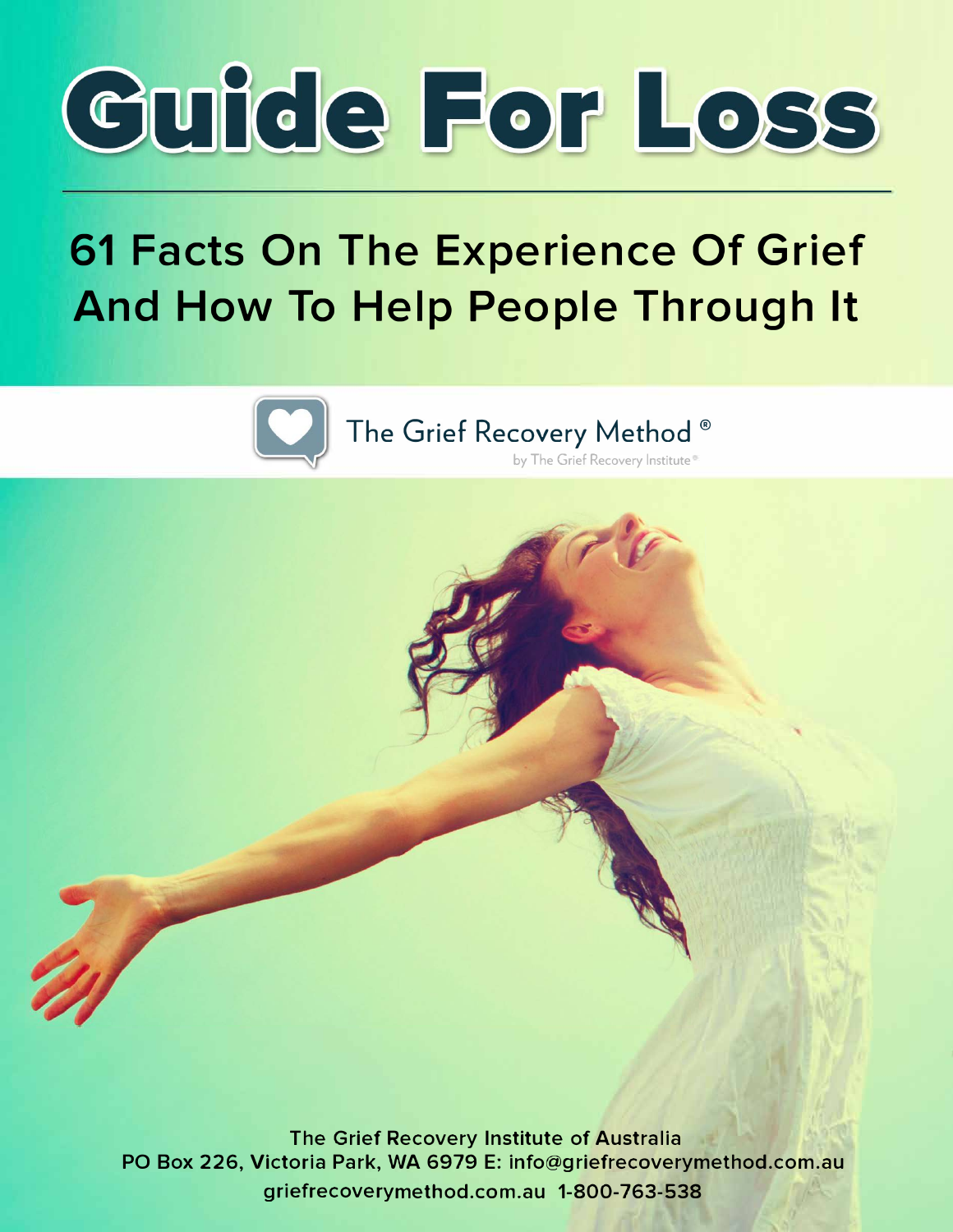# Guide For Loss

## 61 Facts On The Experience Of Grief And How To Help People Through It

The Grief Recovery Method®

by The Grief Recovery Institute®

The Grief Recovery Institute of Australia
PO Box 226, Victoria Park, WA 6979 E: info@griefrecoverymethod.com.au
griefrecoverymethod.com.au 1-800-763-538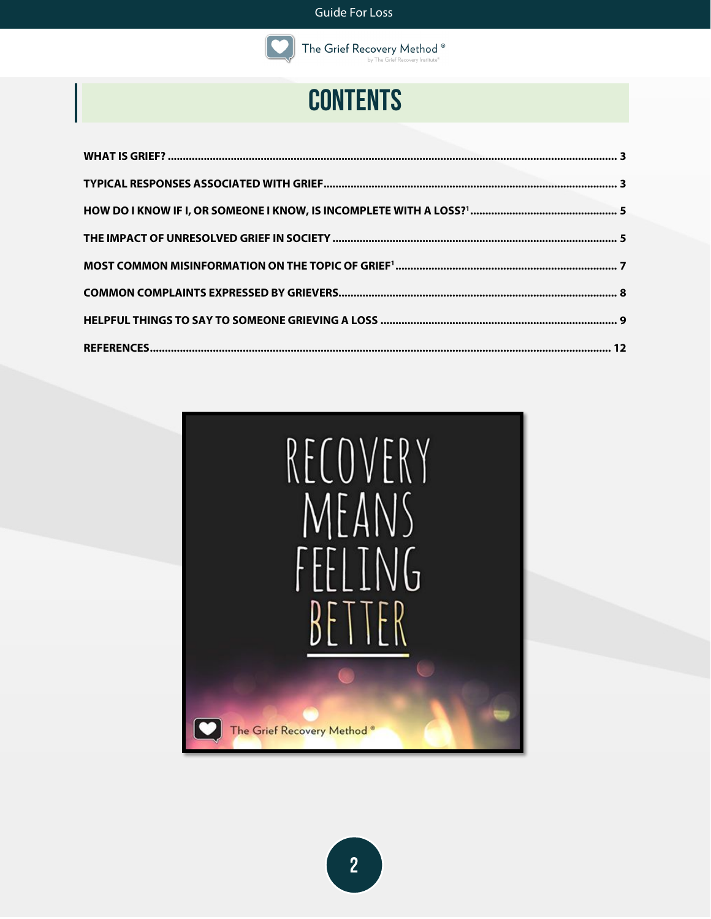# CONTENTS

| | |
|---|---|
| WHAT IS GRIEF? | 3 |
| TYPICAL RESPONSES ASSOCIATED WITH GRIEF | 3 |
| HOW DO I KNOW IF I, OR SOMEONE I KNOW, IS INCOMPLETE WITH A LOSS?[1] | 5 |
| THE IMPACT OF UNRESOLVED GRIEF IN SOCIETY | 5 |
| MOST COMMON MISINFORMATION ON THE TOPIC OF GRIEF[1] | 7 |
| COMMON COMPLAINTS EXPRESSED BY GRIEVERS | 8 |
| HELPFUL THINGS TO SAY TO SOMEONE GRIEVING A LOSS | 9 |
| REFERENCES | 12 |

RECOVERY MEANS FEELING BETTER

The Grief Recovery Method®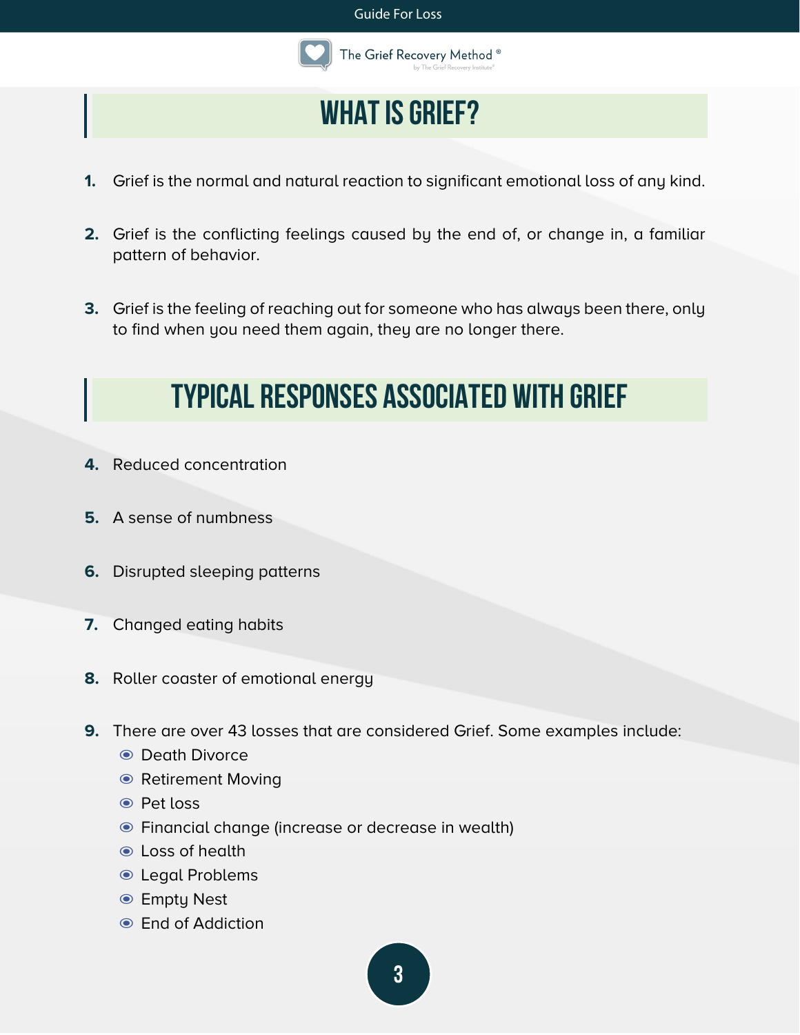## WHAT IS GRIEF?

1. Grief is the normal and natural reaction to significant emotional loss of any kind.

2. Grief is the conflicting feelings caused by the end of, or change in, a familiar pattern of behavior.

3. Grief is the feeling of reaching out for someone who has always been there, only to find when you need them again, they are no longer there.

## TYPICAL RESPONSES ASSOCIATED WITH GRIEF

4. Reduced concentration

5. A sense of numbness

6. Disrupted sleeping patterns

7. Changed eating habits

8. Roller coaster of emotional energy

9. There are over 43 losses that are considered Grief. Some examples include:
   - Death Divorce
   - Retirement Moving
   - Pet loss
   - Financial change (increase or decrease in wealth)
   - Loss of health
   - Legal Problems
   - Empty Nest
   - End of Addiction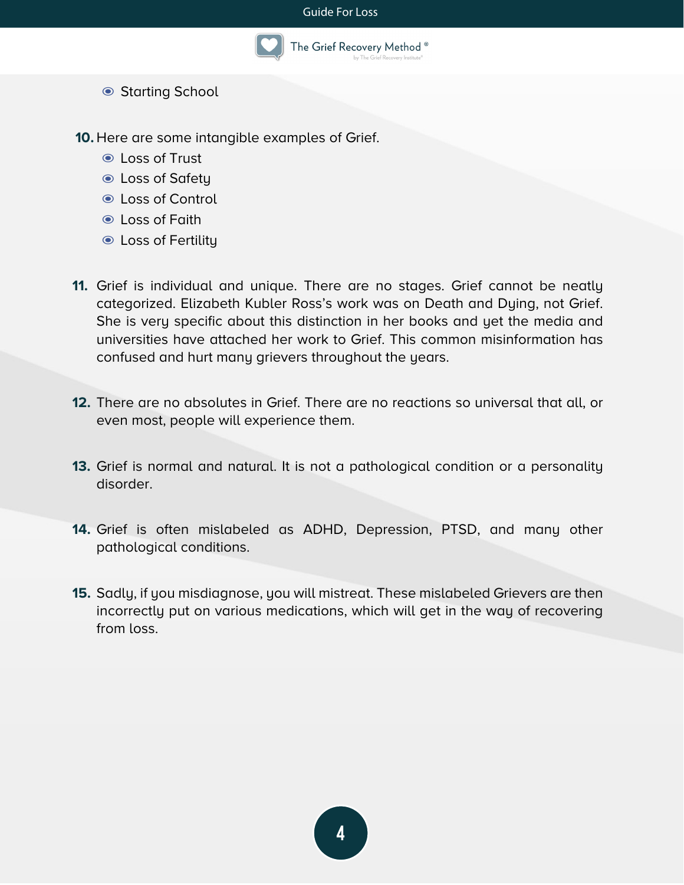- Starting School

10. Here are some intangible examples of Grief.
    - Loss of Trust
    - Loss of Safety
    - Loss of Control
    - Loss of Faith
    - Loss of Fertility

11. Grief is individual and unique. There are no stages. Grief cannot be neatly categorized. Elizabeth Kubler Ross's work was on Death and Dying, not Grief. She is very specific about this distinction in her books and yet the media and universities have attached her work to Grief. This common misinformation has confused and hurt many grievers throughout the years.

12. There are no absolutes in Grief. There are no reactions so universal that all, or even most, people will experience them.

13. Grief is normal and natural. It is not a pathological condition or a personality disorder.

14. Grief is often mislabeled as ADHD, Depression, PTSD, and many other pathological conditions.

15. Sadly, if you misdiagnose, you will mistreat. These mislabeled Grievers are then incorrectly put on various medications, which will get in the way of recovering from loss.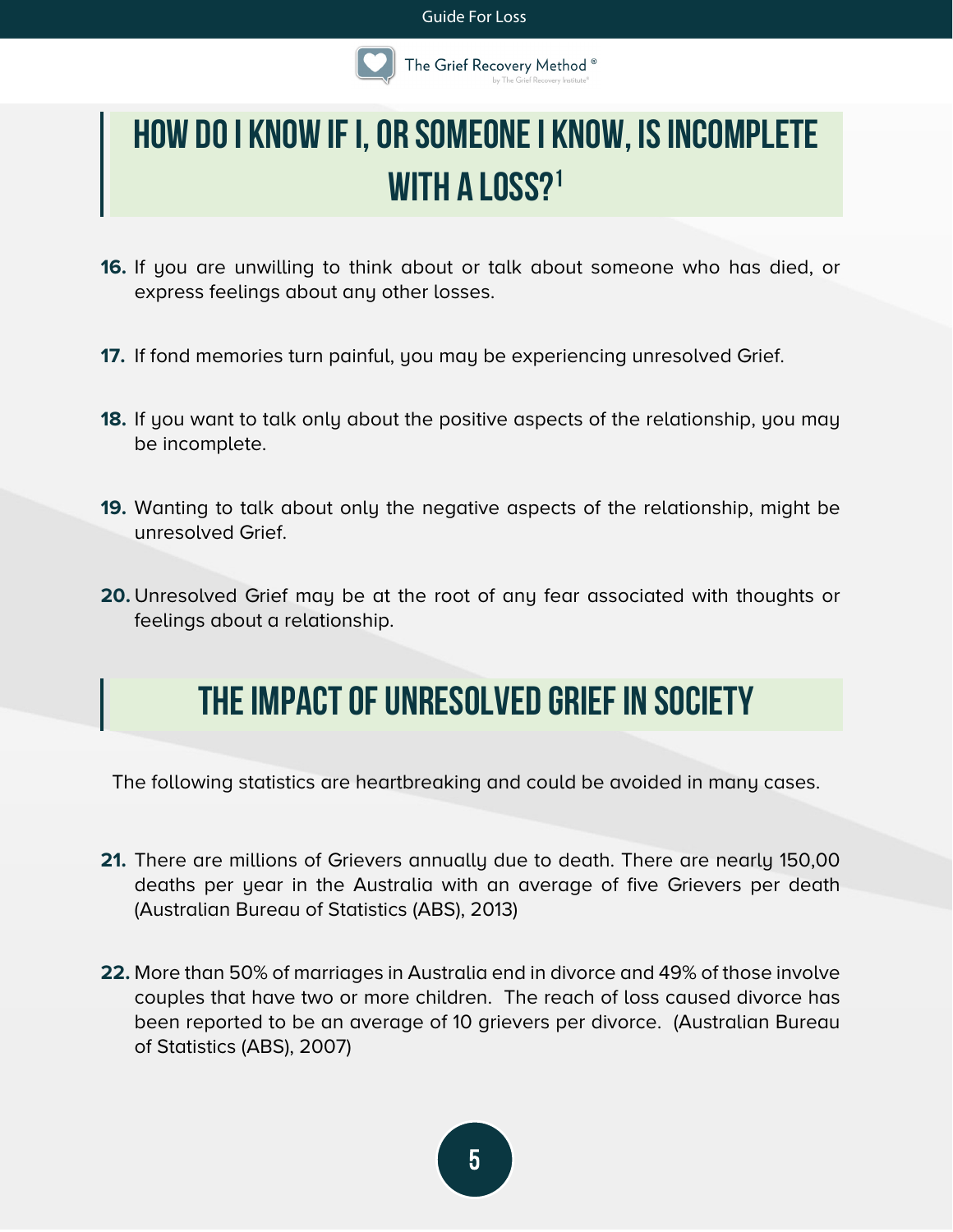## HOW DO I KNOW IF I, OR SOMEONE I KNOW, IS INCOMPLETE WITH A LOSS?[1]

16. If you are unwilling to think about or talk about someone who has died, or express feelings about any other losses.

17. If fond memories turn painful, you may be experiencing unresolved Grief.

18. If you want to talk only about the positive aspects of the relationship, you may be incomplete.

19. Wanting to talk about only the negative aspects of the relationship, might be unresolved Grief.

20. Unresolved Grief may be at the root of any fear associated with thoughts or feelings about a relationship.

## THE IMPACT OF UNRESOLVED GRIEF IN SOCIETY

The following statistics are heartbreaking and could be avoided in many cases.

21. There are millions of Grievers annually due to death. There are nearly 150,00 deaths per year in the Australia with an average of five Grievers per death (Australian Bureau of Statistics (ABS), 2013)

22. More than 50% of marriages in Australia end in divorce and 49% of those involve couples that have two or more children. The reach of loss caused divorce has been reported to be an average of 10 grievers per divorce. (Australian Bureau of Statistics (ABS), 2007)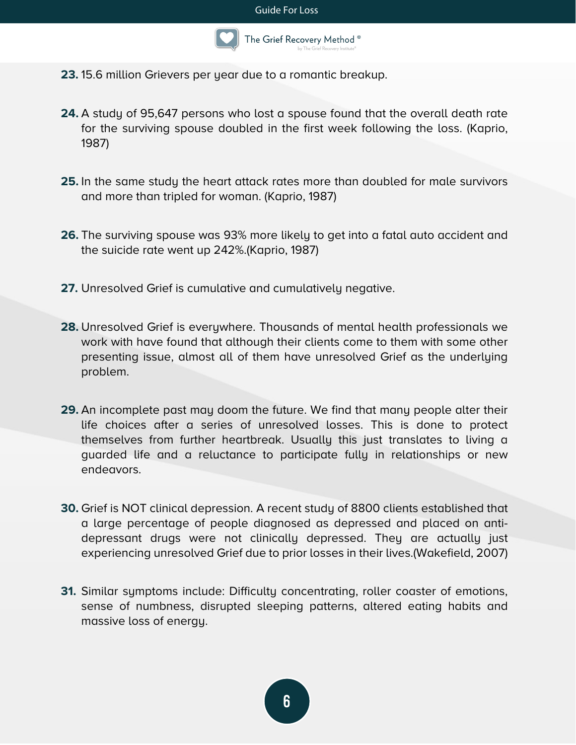23. 15.6 million Grievers per year due to a romantic breakup.

24. A study of 95,647 persons who lost a spouse found that the overall death rate for the surviving spouse doubled in the first week following the loss. (Kaprio, 1987)

25. In the same study the heart attack rates more than doubled for male survivors and more than tripled for woman. (Kaprio, 1987)

26. The surviving spouse was 93% more likely to get into a fatal auto accident and the suicide rate went up 242%.(Kaprio, 1987)

27. Unresolved Grief is cumulative and cumulatively negative.

28. Unresolved Grief is everywhere. Thousands of mental health professionals we work with have found that although their clients come to them with some other presenting issue, almost all of them have unresolved Grief as the underlying problem.

29. An incomplete past may doom the future. We find that many people alter their life choices after a series of unresolved losses. This is done to protect themselves from further heartbreak. Usually this just translates to living a guarded life and a reluctance to participate fully in relationships or new endeavors.

30. Grief is NOT clinical depression. A recent study of 8800 clients established that a large percentage of people diagnosed as depressed and placed on anti-depressant drugs were not clinically depressed. They are actually just experiencing unresolved Grief due to prior losses in their lives.(Wakefield, 2007)

31. Similar symptoms include: Difficulty concentrating, roller coaster of emotions, sense of numbness, disrupted sleeping patterns, altered eating habits and massive loss of energy.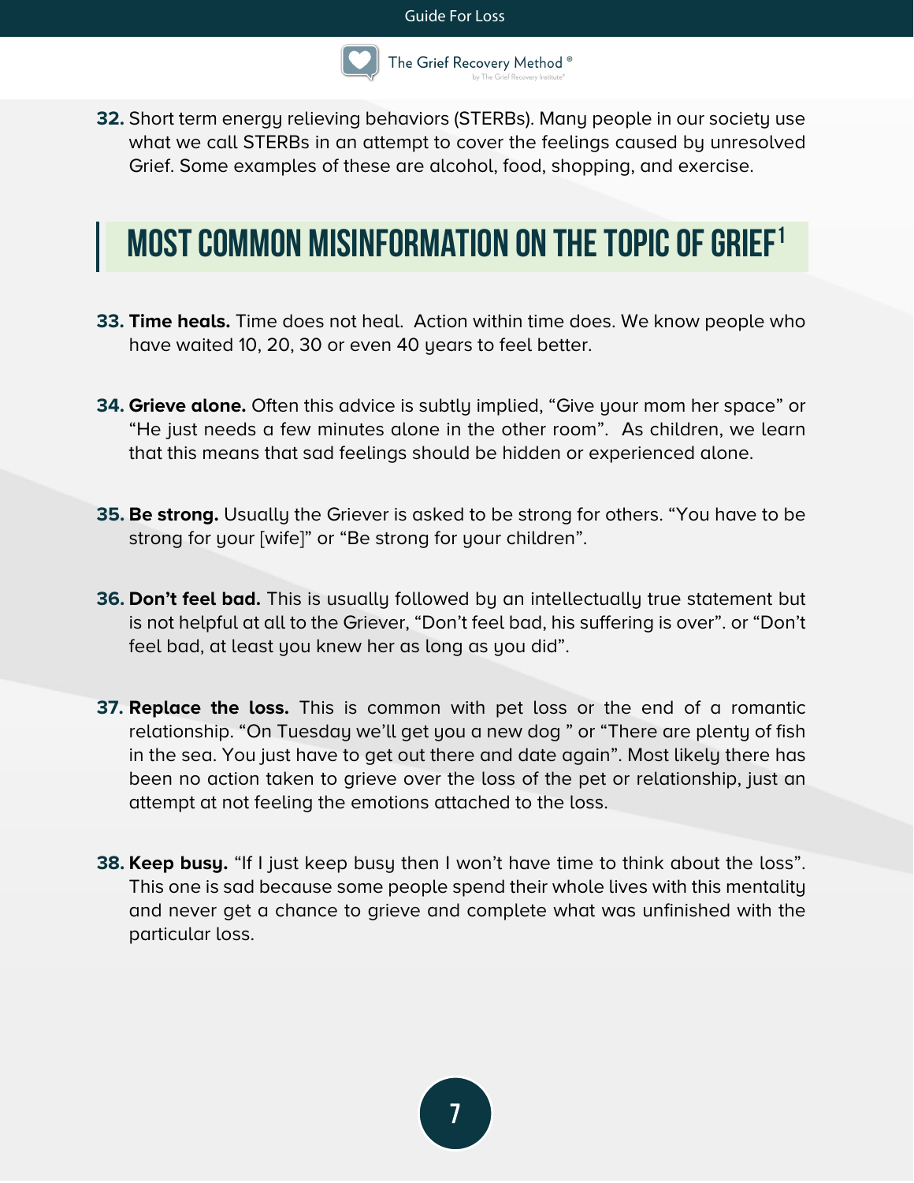32. Short term energy relieving behaviors (STERBs). Many people in our society use what we call STERBs in an attempt to cover the feelings caused by unresolved Grief. Some examples of these are alcohol, food, shopping, and exercise.

## MOST COMMON MISINFORMATION ON THE TOPIC OF GRIEF[1]

33. **Time heals.** Time does not heal. Action within time does. We know people who have waited 10, 20, 30 or even 40 years to feel better.

34. **Grieve alone.** Often this advice is subtly implied, "Give your mom her space" or "He just needs a few minutes alone in the other room". As children, we learn that this means that sad feelings should be hidden or experienced alone.

35. **Be strong.** Usually the Griever is asked to be strong for others. "You have to be strong for your [wife]" or "Be strong for your children".

36. **Don't feel bad.** This is usually followed by an intellectually true statement but is not helpful at all to the Griever, "Don't feel bad, his suffering is over". or "Don't feel bad, at least you knew her as long as you did".

37. **Replace the loss.** This is common with pet loss or the end of a romantic relationship. "On Tuesday we'll get you a new dog " or "There are plenty of fish in the sea. You just have to get out there and date again". Most likely there has been no action taken to grieve over the loss of the pet or relationship, just an attempt at not feeling the emotions attached to the loss.

38. **Keep busy.** "If I just keep busy then I won't have time to think about the loss". This one is sad because some people spend their whole lives with this mentality and never get a chance to grieve and complete what was unfinished with the particular loss.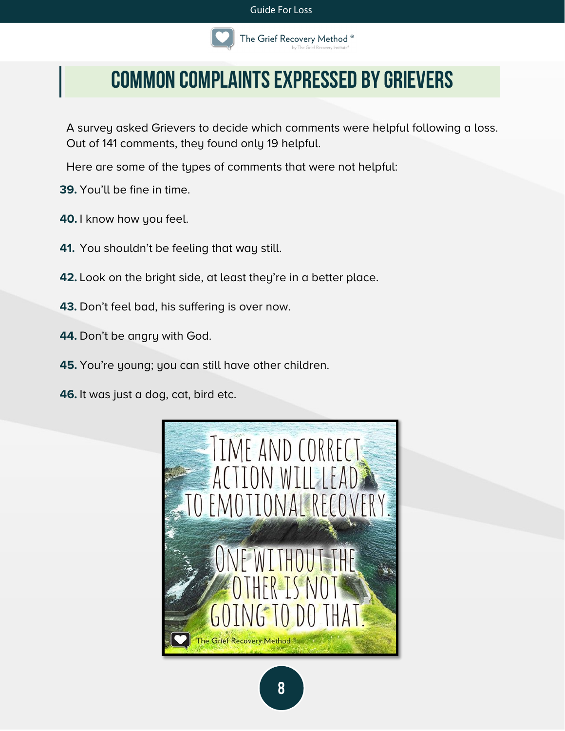# COMMON COMPLAINTS EXPRESSED BY GRIEVERS

A survey asked Grievers to decide which comments were helpful following a loss. Out of 141 comments, they found only 19 helpful.

Here are some of the types of comments that were not helpful:

**39.** You'll be fine in time.

**40.** I know how you feel.

**41.** You shouldn't be feeling that way still.

**42.** Look on the bright side, at least they're in a better place.

**43.** Don't feel bad, his suffering is over now.

**44.** Don't be angry with God.

**45.** You're young; you can still have other children.

**46.** It was just a dog, cat, bird etc.

> TIME AND CORRECT ACTION WILL LEAD TO EMOTIONAL RECOVERY.
>
> ONE WITHOUT THE OTHER IS NOT GOING TO DO THAT.
>
> The Grief Recovery Method®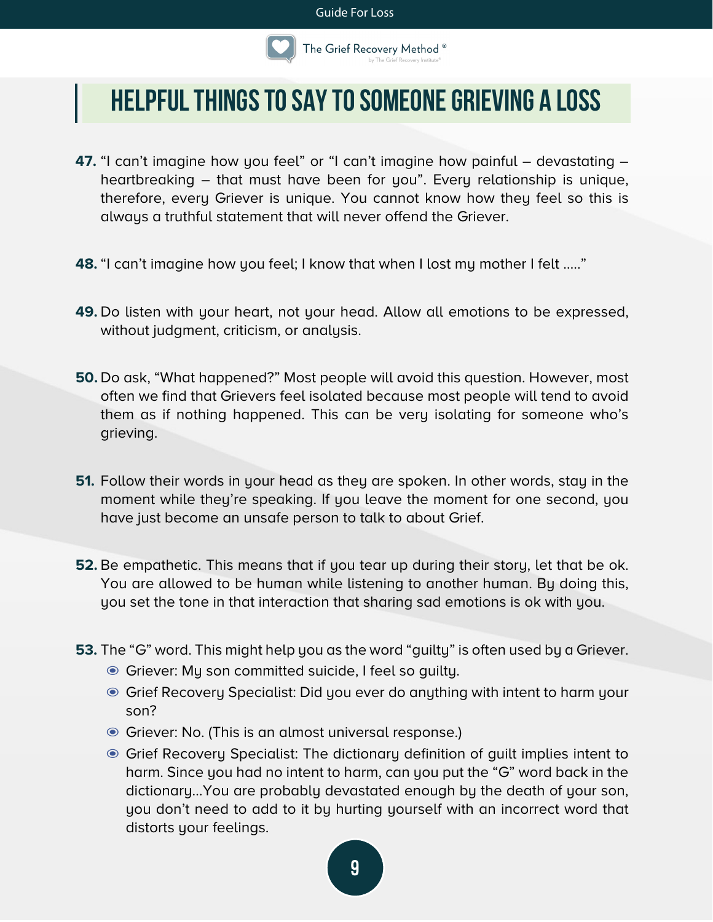# HELPFUL THINGS TO SAY TO SOMEONE GRIEVING A LOSS

**47.** “I can’t imagine how you feel” or “I can’t imagine how painful – devastating – heartbreaking – that must have been for you”. Every relationship is unique, therefore, every Griever is unique. You cannot know how they feel so this is always a truthful statement that will never offend the Griever.

**48.** “I can’t imagine how you feel; I know that when I lost my mother I felt .....”

**49.** Do listen with your heart, not your head. Allow all emotions to be expressed, without judgment, criticism, or analysis.

**50.** Do ask, “What happened?” Most people will avoid this question. However, most often we find that Grievers feel isolated because most people will tend to avoid them as if nothing happened. This can be very isolating for someone who’s grieving.

**51.** Follow their words in your head as they are spoken. In other words, stay in the moment while they’re speaking. If you leave the moment for one second, you have just become an unsafe person to talk to about Grief.

**52.** Be empathetic. This means that if you tear up during their story, let that be ok. You are allowed to be human while listening to another human. By doing this, you set the tone in that interaction that sharing sad emotions is ok with you.

**53.** The “G” word. This might help you as the word “guilty” is often used by a Griever.

- Griever: My son committed suicide, I feel so guilty.
- Grief Recovery Specialist: Did you ever do anything with intent to harm your son?
- Griever: No. (This is an almost universal response.)
- Grief Recovery Specialist: The dictionary definition of guilt implies intent to harm. Since you had no intent to harm, can you put the “G” word back in the dictionary...You are probably devastated enough by the death of your son, you don’t need to add to it by hurting yourself with an incorrect word that distorts your feelings.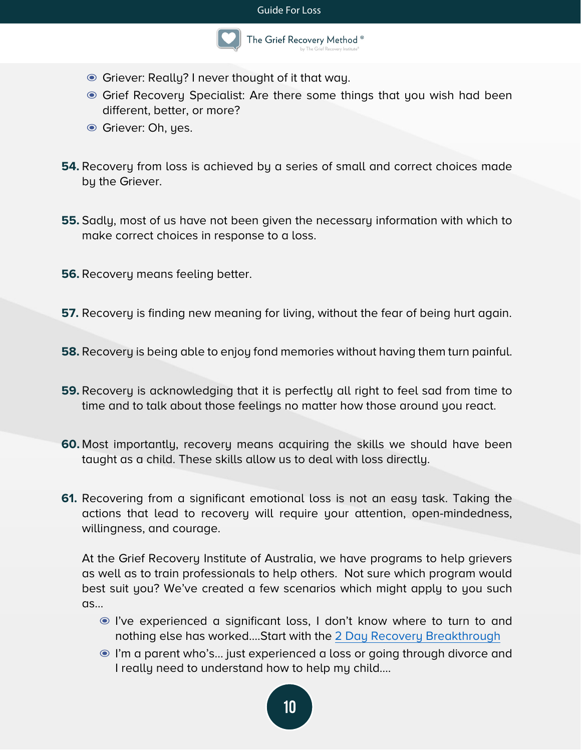- Griever: Really? I never thought of it that way.
- Grief Recovery Specialist: Are there some things that you wish had been different, better, or more?
- Griever: Oh, yes.

**54.** Recovery from loss is achieved by a series of small and correct choices made by the Griever.

**55.** Sadly, most of us have not been given the necessary information with which to make correct choices in response to a loss.

**56.** Recovery means feeling better.

**57.** Recovery is finding new meaning for living, without the fear of being hurt again.

**58.** Recovery is being able to enjoy fond memories without having them turn painful.

**59.** Recovery is acknowledging that it is perfectly all right to feel sad from time to time and to talk about those feelings no matter how those around you react.

**60.** Most importantly, recovery means acquiring the skills we should have been taught as a child. These skills allow us to deal with loss directly.

**61.** Recovering from a significant emotional loss is not an easy task. Taking the actions that lead to recovery will require your attention, open-mindedness, willingness, and courage.

At the Grief Recovery Institute of Australia, we have programs to help grievers as well as to train professionals to help others. Not sure which program would best suit you? We've created a few scenarios which might apply to you such as...

- I've experienced a significant loss, I don't know where to turn to and nothing else has worked....Start with the [2 Day Recovery Breakthrough]
- I'm a parent who's... just experienced a loss or going through divorce and I really need to understand how to help my child....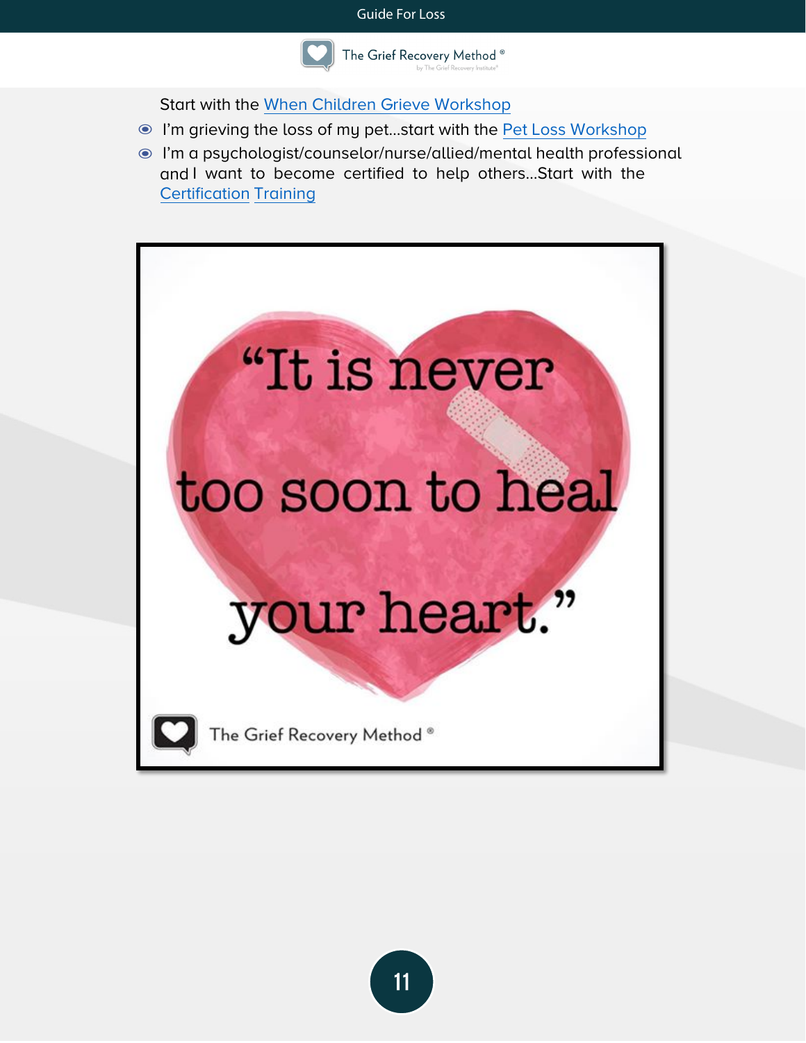Start with the When Children Grieve Workshop

- I'm grieving the loss of my pet…start with the Pet Loss Workshop
- I'm a psychologist/counselor/nurse/allied/mental health professional and I want to become certified to help others…Start with the Certification Training

> "It is never too soon to heal your heart."
>
> The Grief Recovery Method®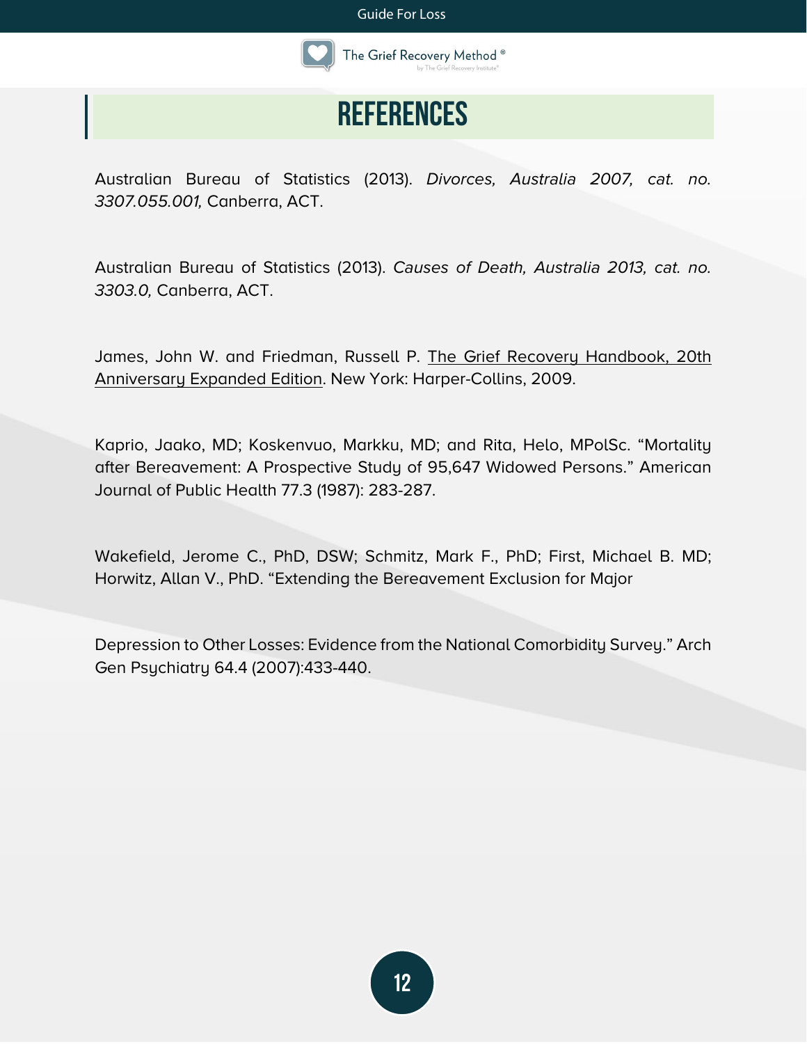# REFERENCES

Australian Bureau of Statistics (2013). *Divorces, Australia 2007, cat. no. 3307.055.001,* Canberra, ACT.

Australian Bureau of Statistics (2013). *Causes of Death, Australia 2013, cat. no. 3303.0,* Canberra, ACT.

James, John W. and Friedman, Russell P. The Grief Recovery Handbook, 20th Anniversary Expanded Edition. New York: Harper-Collins, 2009.

Kaprio, Jaako, MD; Koskenvuo, Markku, MD; and Rita, Helo, MPolSc. "Mortality after Bereavement: A Prospective Study of 95,647 Widowed Persons." American Journal of Public Health 77.3 (1987): 283-287.

Wakefield, Jerome C., PhD, DSW; Schmitz, Mark F., PhD; First, Michael B. MD; Horwitz, Allan V., PhD. "Extending the Bereavement Exclusion for Major Depression to Other Losses: Evidence from the National Comorbidity Survey." Arch Gen Psychiatry 64.4 (2007):433-440.